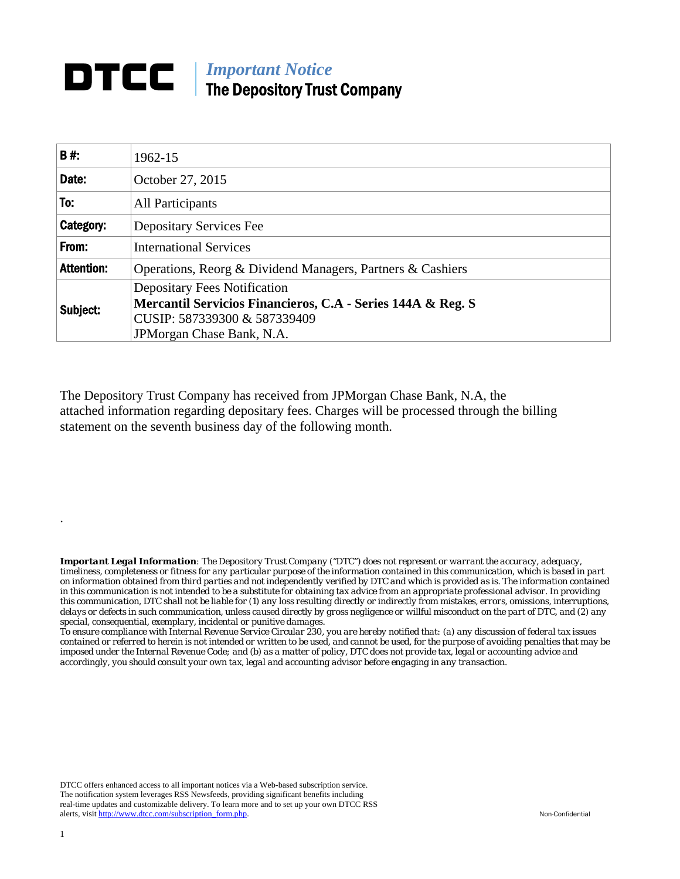# DTCC

*Important Notice*
**The Depository Trust Company**

| | |
|---|---|
| **B #:** | 1962-15 |
| **Date:** | October 27, 2015 |
| **To:** | All Participants |
| **Category:** | Depositary Services Fee |
| **From:** | International Services |
| **Attention:** | Operations, Reorg & Dividend Managers, Partners & Cashiers |
| **Subject:** | Depositary Fees Notification<br>**Mercantil Servicios Financieros, C.A - Series 144A & Reg. S**<br>CUSIP: 587339300 & 587339409<br>JPMorgan Chase Bank, N.A. |

The Depository Trust Company has received from JPMorgan Chase Bank, N.A, the attached information regarding depositary fees. Charges will be processed through the billing statement on the seventh business day of the following month.

.

***Important Legal Information***: *The Depository Trust Company ("DTC") does not represent or warrant the accuracy, adequacy, timeliness, completeness or fitness for any particular purpose of the information contained in this communication, which is based in part on information obtained from third parties and not independently verified by DTC and which is provided as is. The information contained in this communication is not intended to be a substitute for obtaining tax advice from an appropriate professional advisor. In providing this communication, DTC shall not be liable for (1) any loss resulting directly or indirectly from mistakes, errors, omissions, interruptions, delays or defects in such communication, unless caused directly by gross negligence or willful misconduct on the part of DTC, and (2) any special, consequential, exemplary, incidental or punitive damages.*

*To ensure compliance with Internal Revenue Service Circular 230, you are hereby notified that: (a) any discussion of federal tax issues contained or referred to herein is not intended or written to be used, and cannot be used, for the purpose of avoiding penalties that may be imposed under the Internal Revenue Code; and (b) as a matter of policy, DTC does not provide tax, legal or accounting advice and accordingly, you should consult your own tax, legal and accounting advisor before engaging in any transaction.*

DTCC offers enhanced access to all important notices via a Web-based subscription service. The notification system leverages RSS Newsfeeds, providing significant benefits including real-time updates and customizable delivery. To learn more and to set up your own DTCC RSS alerts, visit http://www.dtcc.com/subscription_form.php.

Non-Confidential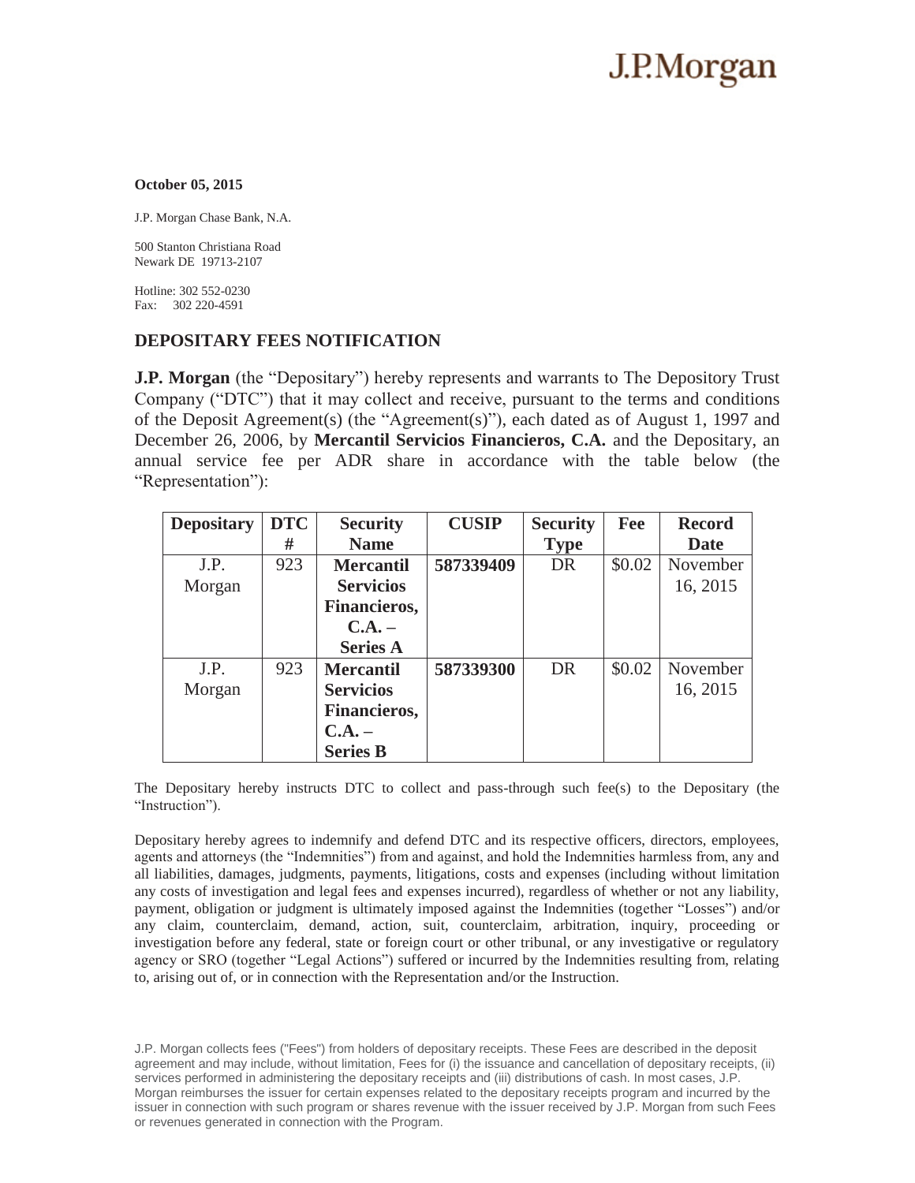J.P.Morgan

**October 05, 2015**

J.P. Morgan Chase Bank, N.A.

500 Stanton Christiana Road
Newark DE 19713-2107

Hotline: 302 552-0230
Fax: 302 220-4591

## DEPOSITARY FEES NOTIFICATION

**J.P. Morgan** (the "Depositary") hereby represents and warrants to The Depository Trust Company ("DTC") that it may collect and receive, pursuant to the terms and conditions of the Deposit Agreement(s) (the "Agreement(s)"), each dated as of August 1, 1997 and December 26, 2006, by **Mercantil Servicios Financieros, C.A.** and the Depositary, an annual service fee per ADR share in accordance with the table below (the "Representation"):

| Depositary | DTC # | Security Name | CUSIP | Security Type | Fee | Record Date |
|---|---|---|---|---|---|---|
| J.P. Morgan | 923 | **Mercantil Servicios Financieros, C.A. – Series A** | **587339409** | DR | $0.02 | November 16, 2015 |
| J.P. Morgan | 923 | **Mercantil Servicios Financieros, C.A. – Series B** | **587339300** | DR | $0.02 | November 16, 2015 |

The Depositary hereby instructs DTC to collect and pass-through such fee(s) to the Depositary (the "Instruction").

Depositary hereby agrees to indemnify and defend DTC and its respective officers, directors, employees, agents and attorneys (the "Indemnities") from and against, and hold the Indemnities harmless from, any and all liabilities, damages, judgments, payments, litigations, costs and expenses (including without limitation any costs of investigation and legal fees and expenses incurred), regardless of whether or not any liability, payment, obligation or judgment is ultimately imposed against the Indemnities (together "Losses") and/or any claim, counterclaim, demand, action, suit, counterclaim, arbitration, inquiry, proceeding or investigation before any federal, state or foreign court or other tribunal, or any investigative or regulatory agency or SRO (together "Legal Actions") suffered or incurred by the Indemnities resulting from, relating to, arising out of, or in connection with the Representation and/or the Instruction.

J.P. Morgan collects fees ("Fees") from holders of depositary receipts. These Fees are described in the deposit agreement and may include, without limitation, Fees for (i) the issuance and cancellation of depositary receipts, (ii) services performed in administering the depositary receipts and (iii) distributions of cash. In most cases, J.P. Morgan reimburses the issuer for certain expenses related to the depositary receipts program and incurred by the issuer in connection with such program or shares revenue with the issuer received by J.P. Morgan from such Fees or revenues generated in connection with the Program.